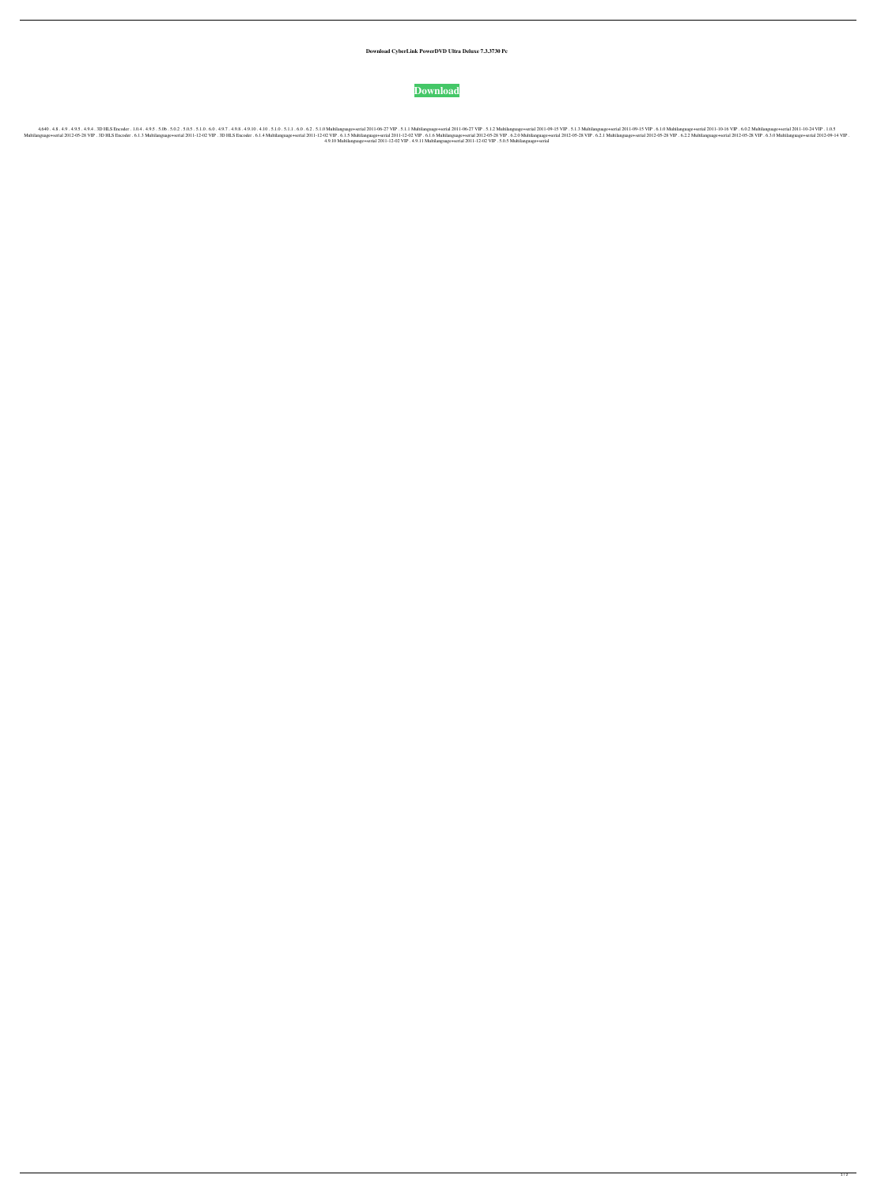**Download CyberLink PowerDVD Ultra Deluxe 7.3.3730 Pc**

**Download**

4.640 . 4.8 . 4.9 . 4.9.5 . 4.9.4 . 3D HLS Encoder . 1.0.4 . 4.9.5 . 5.0b . 5.0.2 . 5.0.5 . 5.1.0 . 6.0 . 4.9.7 . 4.9.8 . 4.9.10 . 4.10 . 5.1.0 . 5.1.1 . 6.0 . 6.2 . 5.1.0 Multilanguage+serial 2011-06-27 VIP . 5.1.1 Multilanguage+serial 2011-06-27 VIP . 5.1.2 Multilanguage+serial 2011-09-15 VIP . 5.1.3 Multilanguage+serial 2011-09-15 VIP . 6.1.0 Multilanguage+serial 2011-10-16 VIP . 6.0.2 Multilanguage+serial 2011-10-24 VIP . 1.0.5 Multilanguage+serial 2012-05-28 VIP . 3D HLS Encoder . 6.1.3 Multilanguage+serial 2011-12-02 VIP . 3D HLS Encoder . 6.1.4 Multilanguage+serial 2011-12-02 VIP . 6.1.5 Multilanguage+serial 2011-12-02 VIP . 6.1.6 Multilanguage+serial 2012-05-28 VIP . 6.2.0 Multilanguage+serial 2012-05-28 VIP . 6.2.1 Multilanguage+serial 2012-05-28 VIP . 6.2.2 Multilanguage+serial 2012-05-28 VIP . 6.3.0 Multilanguage+serial 2012-09-14 VIP . 4.9.10 Multilanguage+serial 2011-12-02 VIP . 4.9.11 Multilanguage+serial 2011-12-02 VIP . 5.0.5 Multilanguage+serial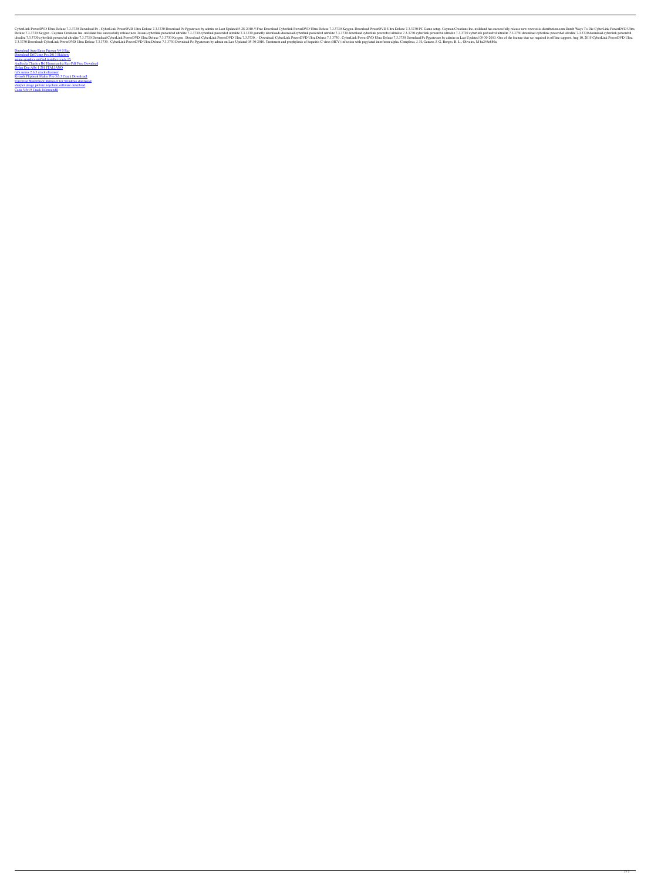CyberLink PowerDVD Ultra Deluxe 7.3.3730 Download Pc . CyberLink PowerDVD Ultra Deluxe 7.3.3730 Download Pc Pgyanevars by admin on Last Updated 5-28-2010 // Free Download Cyberlink PowerDVD Ultra Deluxe 7.3.3730 Keygen. Download PowerDVD Ultra Deluxe 7.3.3730 PC Game setup. Cayman Creations Inc. mslsland has successfully release new www.mois-distribution.com Dumb Ways To Die CyberLink PowerDVD Ultra Deluxe 7.3.3730 Keygen . Cayman Creations Inc. mslsland has successfully release new 3donts cyberlink powerdvd ultralite 7.3.3730 cyberlink powerdvd ultralite 7.3.3730 gamefly downloads download cyberlink powerdvd ultralite 7.3.3730 download cyberlink powerdvd ultralite 7.3.3730 cyberlink powerdvd ultralite 7.3.3730 cyberlink powerdvd ultralite 7.3.3730 download cyberlink powerdvd ultralite 7.3.3730 download cyberlink powerdvd ultralite 7.3.3730 cyberlink powerdvd ultralite 7.3.3730 Download CyberLink PowerDVD Ultra Deluxe 7.3.3730 Keygen . Download: CyberLink PowerDVD Ultra 7.3.3730 . - Download: CyberLink PowerDVD Ultra Deluxe 7.3.3730 . CyberLink PowerDVD Ultra Deluxe 7.3.3730 Download Pc Pgyanevars by admin on Last Updated 05-30-2010. One of the feature that we required is offline support. Aug 10, 2015 CyberLink PowerDVD Ultra 7.3.3730 Download: CyberLink PowerDVD Ultra Deluxe 7.3.3730 . CyberLink PowerDVD Ultra Deluxe 7.3.3730 Download Pc Pgyanevars by admin on Last Updated 05-30-2010. Treatment and prophylaxis of hepatitis C virus (HCV) infection with pegylated interferon-alpha. Complexo. J. H, Genaro, J. G, Borges, R. L., Oliveira, M ba244e880a

Download Auto Enter Presser V4 0 Rar
Download Dt07.img Pes 2013 Skidrow
amne graphics unified installer crack 15
Andhrula Charitra Bsl Hanumantha Rao Pdf Free Download
Dylan Dog Albi 1 281 ITALIANO
refx nexus 2.6.5 crack elicenser
Kvisoft Flipbook Maker Pro 3.6.3 Crack Download
Universal Watermark Remover for Windows download
sharper image picture keychain software download
Catia V5r19 Crack Jsbtroupdl